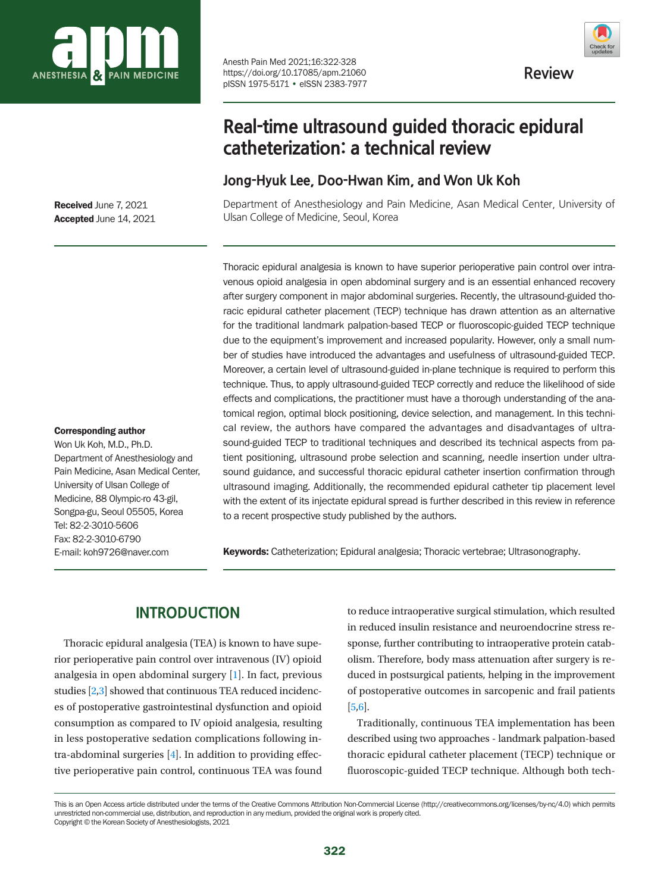Review

# Real-time ultrasound guided thoracic epidural catheterization: a technical review

## Jong-Hyuk Lee, Doo-Hwan Kim, and Won Uk Koh

Department of Anesthesiology and Pain Medicine, Asan Medical Center, University of Ulsan College of Medicine, Seoul, Korea

**Received** June 7, 2021
**Accepted** June 14, 2021

**Corresponding author**
Won Uk Koh, M.D., Ph.D.
Department of Anesthesiology and Pain Medicine, Asan Medical Center, University of Ulsan College of Medicine, 88 Olympic-ro 43-gil, Songpa-gu, Seoul 05505, Korea
Tel: 82-2-3010-5606
Fax: 82-2-3010-6790
E-mail: koh9726@naver.com

Thoracic epidural analgesia is known to have superior perioperative pain control over intravenous opioid analgesia in open abdominal surgery and is an essential enhanced recovery after surgery component in major abdominal surgeries. Recently, the ultrasound-guided thoracic epidural catheter placement (TECP) technique has drawn attention as an alternative for the traditional landmark palpation-based TECP or fluoroscopic-guided TECP technique due to the equipment's improvement and increased popularity. However, only a small number of studies have introduced the advantages and usefulness of ultrasound-guided TECP. Moreover, a certain level of ultrasound-guided in-plane technique is required to perform this technique. Thus, to apply ultrasound-guided TECP correctly and reduce the likelihood of side effects and complications, the practitioner must have a thorough understanding of the anatomical region, optimal block positioning, device selection, and management. In this technical review, the authors have compared the advantages and disadvantages of ultrasound-guided TECP to traditional techniques and described its technical aspects from patient positioning, ultrasound probe selection and scanning, needle insertion under ultrasound guidance, and successful thoracic epidural catheter insertion confirmation through ultrasound imaging. Additionally, the recommended epidural catheter tip placement level with the extent of its injectate epidural spread is further described in this review in reference to a recent prospective study published by the authors.

**Keywords:** Catheterization; Epidural analgesia; Thoracic vertebrae; Ultrasonography.

## INTRODUCTION

Thoracic epidural analgesia (TEA) is known to have superior perioperative pain control over intravenous (IV) opioid analgesia in open abdominal surgery [1]. In fact, previous studies [2,3] showed that continuous TEA reduced incidences of postoperative gastrointestinal dysfunction and opioid consumption as compared to IV opioid analgesia, resulting in less postoperative sedation complications following intra-abdominal surgeries [4]. In addition to providing effective perioperative pain control, continuous TEA was found to reduce intraoperative surgical stimulation, which resulted in reduced insulin resistance and neuroendocrine stress response, further contributing to intraoperative protein catabolism. Therefore, body mass attenuation after surgery is reduced in postsurgical patients, helping in the improvement of postoperative outcomes in sarcopenic and frail patients [5,6].

Traditionally, continuous TEA implementation has been described using two approaches - landmark palpation-based thoracic epidural catheter placement (TECP) technique or fluoroscopic-guided TECP technique. Although both tech-

This is an Open Access article distributed under the terms of the Creative Commons Attribution Non-Commercial License (http://creativecommons.org/licenses/by-nc/4.0) which permits unrestricted non-commercial use, distribution, and reproduction in any medium, provided the original work is properly cited.
Copyright © the Korean Society of Anesthesiologists, 2021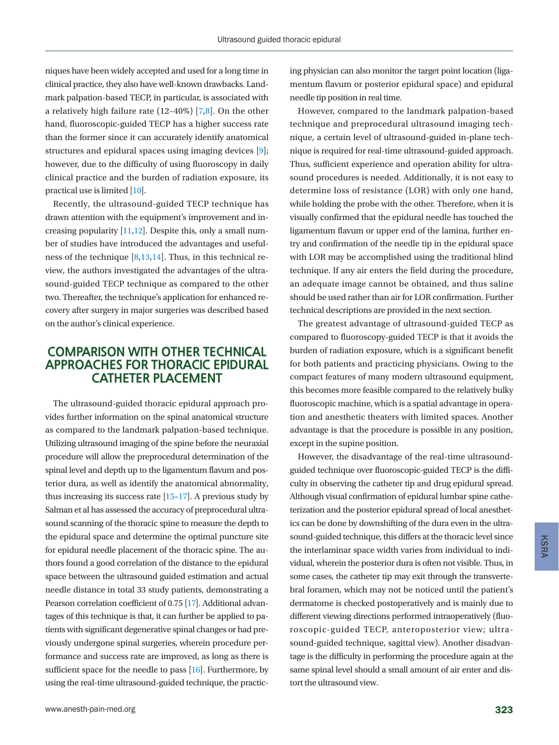niques have been widely accepted and used for a long time in clinical practice, they also have well-known drawbacks. Landmark palpation-based TECP, in particular, is associated with a relatively high failure rate (12–40%) [7,8]. On the other hand, fluoroscopic-guided TECP has a higher success rate than the former since it can accurately identify anatomical structures and epidural spaces using imaging devices [9]; however, due to the difficulty of using fluoroscopy in daily clinical practice and the burden of radiation exposure, its practical use is limited [10].

Recently, the ultrasound-guided TECP technique has drawn attention with the equipment's improvement and increasing popularity [11,12]. Despite this, only a small number of studies have introduced the advantages and usefulness of the technique [8,13,14]. Thus, in this technical review, the authors investigated the advantages of the ultrasound-guided TECP technique as compared to the other two. Thereafter, the technique's application for enhanced recovery after surgery in major surgeries was described based on the author's clinical experience.

## COMPARISON WITH OTHER TECHNICAL APPROACHES FOR THORACIC EPIDURAL CATHETER PLACEMENT

The ultrasound-guided thoracic epidural approach provides further information on the spinal anatomical structure as compared to the landmark palpation-based technique. Utilizing ultrasound imaging of the spine before the neuraxial procedure will allow the preprocedural determination of the spinal level and depth up to the ligamentum flavum and posterior dura, as well as identify the anatomical abnormality, thus increasing its success rate [15–17]. A previous study by Salman et al has assessed the accuracy of preprocedural ultrasound scanning of the thoracic spine to measure the depth to the epidural space and determine the optimal puncture site for epidural needle placement of the thoracic spine. The authors found a good correlation of the distance to the epidural space between the ultrasound guided estimation and actual needle distance in total 33 study patients, demonstrating a Pearson correlation coefficient of 0.75 [17]. Additional advantages of this technique is that, it can further be applied to patients with significant degenerative spinal changes or had previously undergone spinal surgeries, wherein procedure performance and success rate are improved, as long as there is sufficient space for the needle to pass [16]. Furthermore, by using the real-time ultrasound-guided technique, the practicing physician can also monitor the target point location (ligamentum flavum or posterior epidural space) and epidural needle tip position in real time.

However, compared to the landmark palpation-based technique and preprocedural ultrasound imaging technique, a certain level of ultrasound-guided in-plane technique is required for real-time ultrasound-guided approach. Thus, sufficient experience and operation ability for ultrasound procedures is needed. Additionally, it is not easy to determine loss of resistance (LOR) with only one hand, while holding the probe with the other. Therefore, when it is visually confirmed that the epidural needle has touched the ligamentum flavum or upper end of the lamina, further entry and confirmation of the needle tip in the epidural space with LOR may be accomplished using the traditional blind technique. If any air enters the field during the procedure, an adequate image cannot be obtained, and thus saline should be used rather than air for LOR confirmation. Further technical descriptions are provided in the next section.

The greatest advantage of ultrasound-guided TECP as compared to fluoroscopy-guided TECP is that it avoids the burden of radiation exposure, which is a significant benefit for both patients and practicing physicians. Owing to the compact features of many modern ultrasound equipment, this becomes more feasible compared to the relatively bulky fluoroscopic machine, which is a spatial advantage in operation and anesthetic theaters with limited spaces. Another advantage is that the procedure is possible in any position, except in the supine position.

However, the disadvantage of the real-time ultrasound-guided technique over fluoroscopic-guided TECP is the difficulty in observing the catheter tip and drug epidural spread. Although visual confirmation of epidural lumbar spine catheterization and the posterior epidural spread of local anesthetics can be done by downshifting of the dura even in the ultrasound-guided technique, this differs at the thoracic level since the interlaminar space width varies from individual to individual, wherein the posterior dura is often not visible. Thus, in some cases, the catheter tip may exit through the transvertebral foramen, which may not be noticed until the patient's dermatome is checked postoperatively and is mainly due to different viewing directions performed intraoperatively (fluoroscopic-guided TECP, anteroposterior view; ultrasound-guided technique, sagittal view). Another disadvantage is the difficulty in performing the procedure again at the same spinal level should a small amount of air enter and distort the ultrasound view.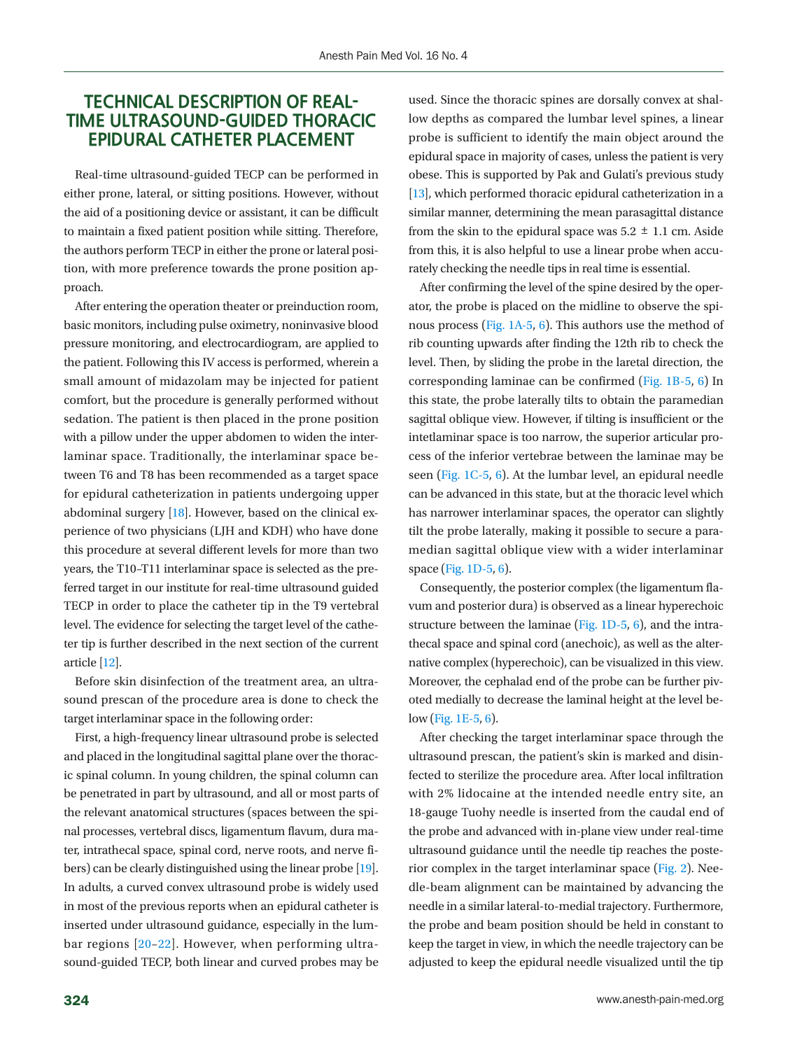## TECHNICAL DESCRIPTION OF REAL-TIME ULTRASOUND-GUIDED THORACIC EPIDURAL CATHETER PLACEMENT

Real-time ultrasound-guided TECP can be performed in either prone, lateral, or sitting positions. However, without the aid of a positioning device or assistant, it can be difficult to maintain a fixed patient position while sitting. Therefore, the authors perform TECP in either the prone or lateral position, with more preference towards the prone position approach.

After entering the operation theater or preinduction room, basic monitors, including pulse oximetry, noninvasive blood pressure monitoring, and electrocardiogram, are applied to the patient. Following this IV access is performed, wherein a small amount of midazolam may be injected for patient comfort, but the procedure is generally performed without sedation. The patient is then placed in the prone position with a pillow under the upper abdomen to widen the interlaminar space. Traditionally, the interlaminar space between T6 and T8 has been recommended as a target space for epidural catheterization in patients undergoing upper abdominal surgery [18]. However, based on the experience of two physicians (LJH and KDH) who have done this procedure at several different levels for more than two years, the T10–T11 interlaminar space is selected as the preferred target in our institute for real-time ultrasound guided TECP in order to place the catheter tip in the T9 vertebral level. The evidence for selecting the target level of the catheter tip is further described in the next section of the current article [12].

Before skin disinfection of the treatment area, an ultrasound prescan of the procedure area is done to check the target interlaminar space in the following order:

First, a high-frequency linear ultrasound probe is selected and placed in the longitudinal sagittal plane over the thoracic spinal column. In young children, the spinal column can be penetrated in part by ultrasound, and all or most parts of the relevant anatomical structures (spaces between the spinal processes, vertebral discs, ligamentum flavum, dura mater, intrathecal space, spinal cord, nerve roots, and nerve fibers) can be clearly distinguished using the linear probe [19]. In adults, a curved convex ultrasound probe is widely used in most of the previous reports when an epidural catheter is inserted under ultrasound guidance, especially in the lumbar regions [20–22]. However, when performing ultrasound-guided TECP, both linear and curved probes may be used. Since the thoracic spines are dorsally convex at shallow depths as compared the lumbar level spines, a linear probe is sufficient to identify the main object around the epidural space in majority of cases, unless the patient is very obese. This is supported by Pak and Gulati's previous study [13], which performed thoracic epidural catheterization in a similar manner, determining the mean parasagittal distance from the skin to the epidural space was 5.2 ± 1.1 cm. Aside from this, it is also helpful to use a linear probe when accurately checking the needle tips in real time is essential.

After confirming the level of the spine desired by the operator, the probe is placed on the midline to observe the spinous process (Fig. 1A-5, 6). This authors use the method of rib counting upwards after finding the 12th rib to check the level. Then, by sliding the probe in the laretal direction, the corresponding laminae can be confirmed (Fig. 1B-5, 6) In this state, the probe laterally tilts to obtain the paramedian sagittal oblique view. However, if tilting is insufficient or the intetlaminar space is too narrow, the superior articular process of the inferior vertebrae between the laminae may be seen (Fig. 1C-5, 6). At the lumbar level, an epidural needle can be advanced in this state, but at the thoracic level which has narrower interlaminar spaces, the operator can slightly tilt the probe laterally, making it possible to secure a paramedian sagittal oblique view with a wider interlaminar space (Fig. 1D-5, 6).

Consequently, the posterior complex (the ligamentum flavum and posterior dura) is observed as a linear hyperechoic structure between the laminae (Fig. 1D-5, 6), and the intrathecal space and spinal cord (anechoic), as well as the alternative complex (hyperechoic), can be visualized in this view. Moreover, the cephalad end of the probe can be further pivoted medially to decrease the laminal height at the level below (Fig. 1E-5, 6).

After checking the target interlaminar space through the ultrasound prescan, the patient's skin is marked and disinfected to sterilize the procedure area. After local infiltration with 2% lidocaine at the intended needle entry site, an 18-gauge Tuohy needle is inserted from the caudal end of the probe and advanced with in-plane view under real-time ultrasound guidance until the needle tip reaches the posterior complex in the target interlaminar space (Fig. 2). Needle-beam alignment can be maintained by advancing the needle in a similar lateral-to-medial trajectory. Furthermore, the probe and beam position should be held in constant to keep the target in view, in which the needle trajectory can be adjusted to keep the epidural needle visualized until the tip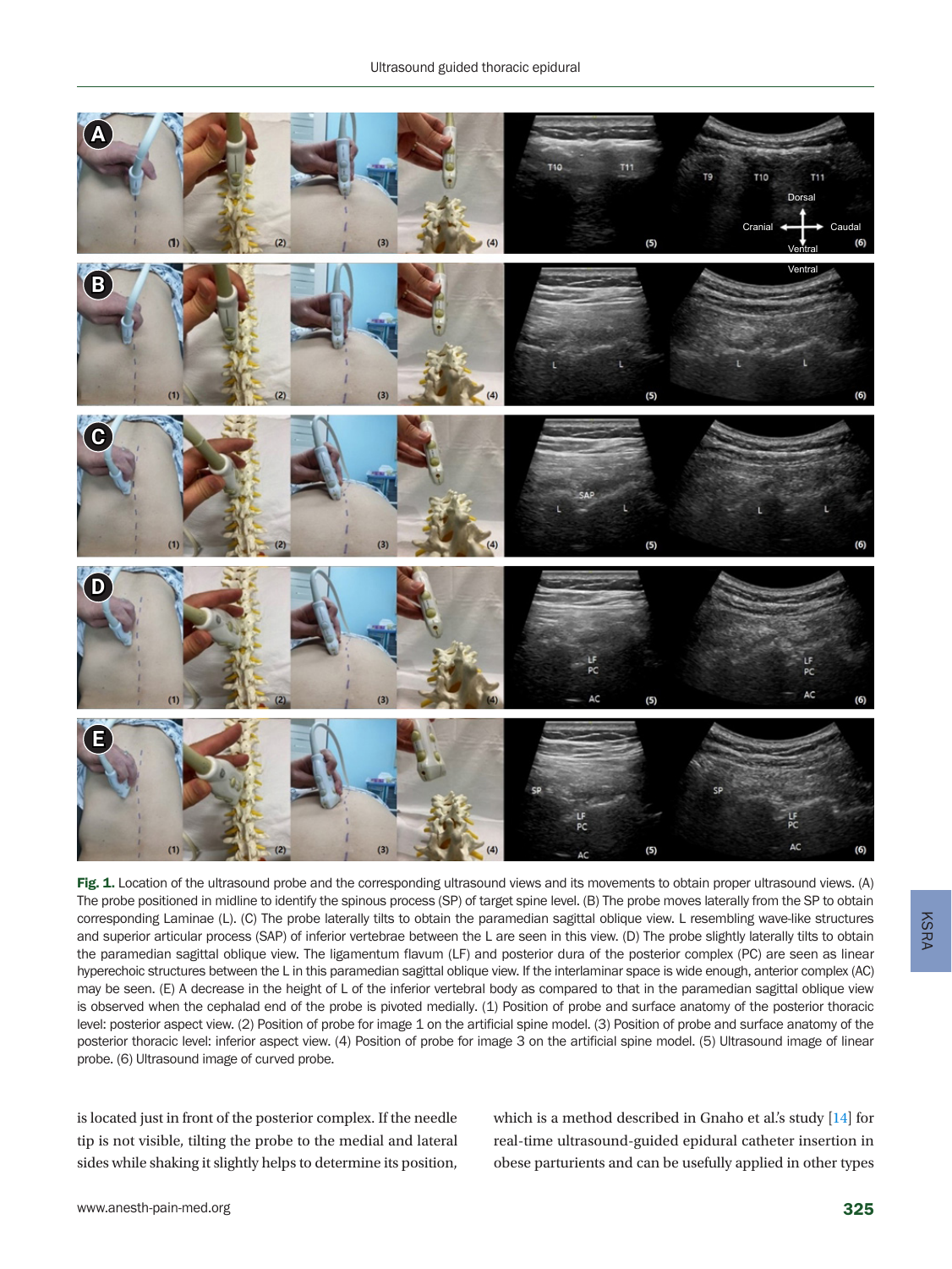**Fig. 1.** Location of the ultrasound probe and the corresponding ultrasound views and its movements to obtain proper ultrasound views. (A) The probe positioned in midline to identify the spinous process (SP) of target spine level. (B) The probe moves laterally from the SP to obtain corresponding Laminae (L). (C) The probe laterally tilts to obtain the paramedian sagittal oblique view. L resembling wave-like structures and superior articular process (SAP) of inferior vertebrae between the L are seen in this view. (D) The probe slightly laterally tilts to obtain the paramedian sagittal oblique view. The ligamentum flavum (LF) and posterior dura of the posterior complex (PC) are seen as linear hyperechoic structures between the L in this paramedian sagittal oblique view. If the interlaminar space is wide enough, anterior complex (AC) may be seen. (E) A decrease in the height of L of the inferior vertebral body as compared to that in the paramedian sagittal oblique view is observed when the cephalad end of the probe is pivoted medially. (1) Position of probe and surface anatomy of the posterior thoracic level: posterior aspect view. (2) Position of probe for image 1 on the artificial spine model. (3) Position of probe and surface anatomy of the posterior thoracic level: inferior aspect view. (4) Position of probe for image 3 on the artificial spine model. (5) Ultrasound image of linear probe. (6) Ultrasound image of curved probe.

is located just in front of the posterior complex. If the needle tip is not visible, tilting the probe to the medial and lateral sides while shaking it slightly helps to determine its position, which is a method described in Gnaho et al.'s study [14] for real-time ultrasound-guided epidural catheter insertion in obese parturients and can be usefully applied in other types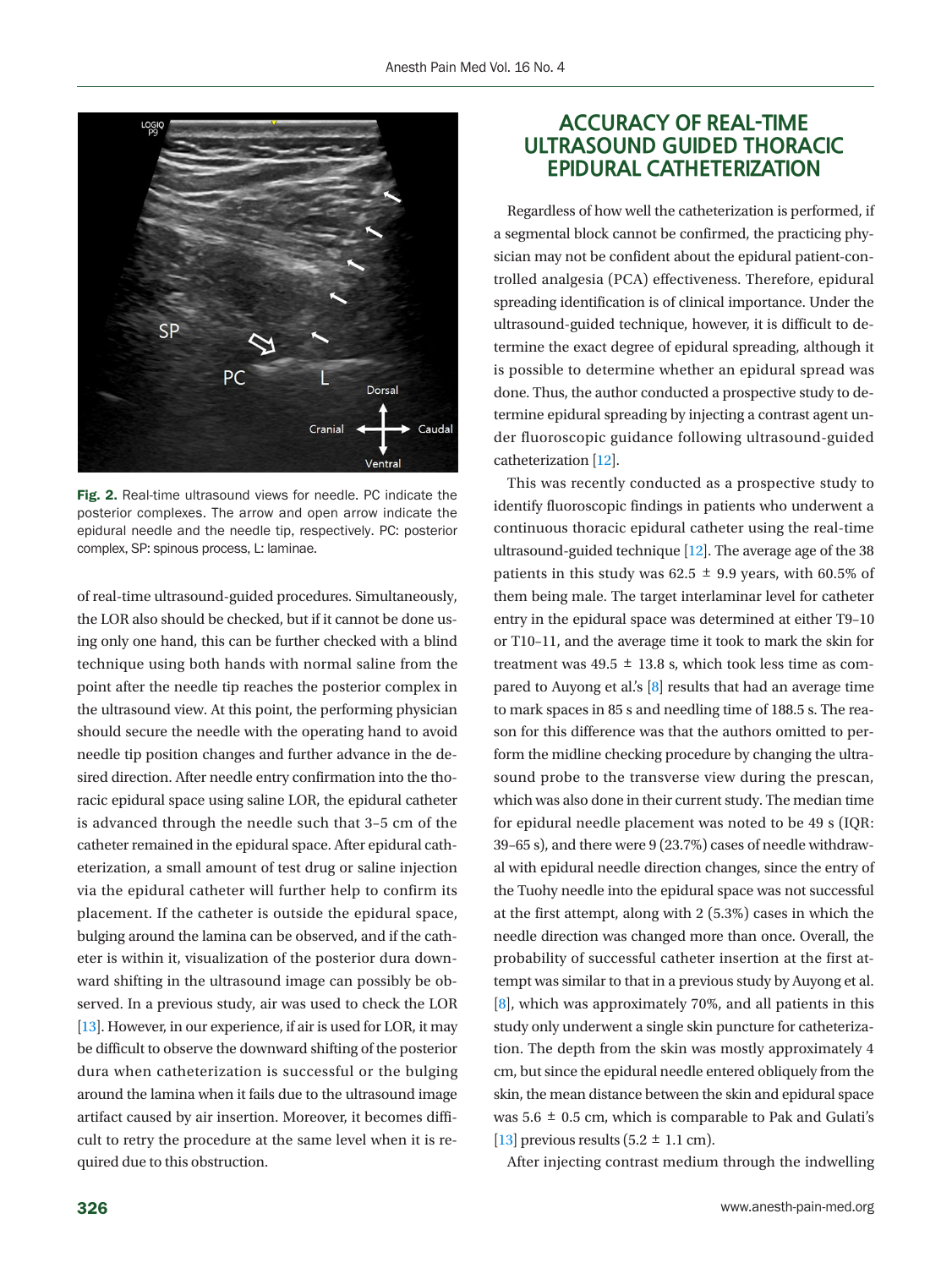Fig. 2. Real-time ultrasound views for needle. PC indicate the posterior complexes. The arrow and open arrow indicate the epidural needle and the needle tip, respectively. PC: posterior complex, SP: spinous process, L: laminae.

of real-time ultrasound-guided procedures. Simultaneously, the LOR also should be checked, but if it cannot be done using only one hand, this can be further checked with a blind technique using both hands with normal saline from the point after the needle tip reaches the posterior complex in the ultrasound view. At this point, the performing physician should secure the needle with the operating hand to avoid needle tip position changes and further advance in the desired direction. After needle entry confirmation into the thoracic epidural space using saline LOR, the epidural catheter is advanced through the needle such that 3–5 cm of the catheter remained in the epidural space. After epidural catheterization, a small amount of test drug or saline injection via the epidural catheter will further help to confirm its placement. If the catheter is outside the epidural space, bulging around the lamina can be observed, and if the catheter is within it, visualization of the posterior dura downward shifting in the ultrasound image can possibly be observed. In a previous study, air was used to check the LOR [13]. However, in our experience, if air is used for LOR, it may be difficult to observe the downward shifting of the posterior dura when catheterization is successful or the bulging around the lamina when it fails due to the ultrasound image artifact caused by air insertion. Moreover, it becomes difficult to retry the procedure at the same level when it is required due to this obstruction.

## ACCURACY OF REAL-TIME ULTRASOUND GUIDED THORACIC EPIDURAL CATHETERIZATION

Regardless of how well the catheterization is performed, if a segmental block cannot be confirmed, the practicing physician may not be confident about the epidural patient-controlled analgesia (PCA) effectiveness. Therefore, epidural spreading identification is of clinical importance. Under the ultrasound-guided technique, however, it is difficult to determine the exact degree of epidural spreading, although it is possible to determine whether an epidural spread was done. Thus, the author conducted a prospective study to determine epidural spreading by injecting a contrast agent under fluoroscopic guidance following ultrasound-guided catheterization [12].

This was recently conducted as a prospective study to identify fluoroscopic findings in patients who underwent a continuous thoracic epidural catheter using the real-time ultrasound-guided technique [12]. The average age of the 38 patients in this study was 62.5 ± 9.9 years, with 60.5% of them being male. The target interlaminar level for catheter entry in the epidural space was determined at either T9–10 or T10–11, and the average time it took to mark the skin for treatment was 49.5 ± 13.8 s, which took less time as compared to Auyong et al.'s [8] results that had an average time to mark spaces in 85 s and needling time of 188.5 s. The reason for this difference was that the authors omitted to perform the midline checking procedure by changing the ultrasound probe to the transverse view during the prescan, which was also done in their current study. The median time for epidural needle placement was noted to be 49 s (IQR: 39–65 s), and there were 9 (23.7%) cases of needle withdrawal with epidural needle direction changes, since the entry of the Tuohy needle into the epidural space was not successful at the first attempt, along with 2 (5.3%) cases in which the needle direction was changed more than once. Overall, the probability of successful catheter insertion at the first attempt was similar to that in a previous study by Auyong et al. [8], which was approximately 70%, and all patients in this study only underwent a single skin puncture for catheterization. The depth from the skin was mostly approximately 4 cm, but since the epidural needle entered obliquely from the skin, the mean distance between the skin and epidural space was 5.6 ± 0.5 cm, which is comparable to Pak and Gulati's [13] previous results (5.2 ± 1.1 cm).

After injecting contrast medium through the indwelling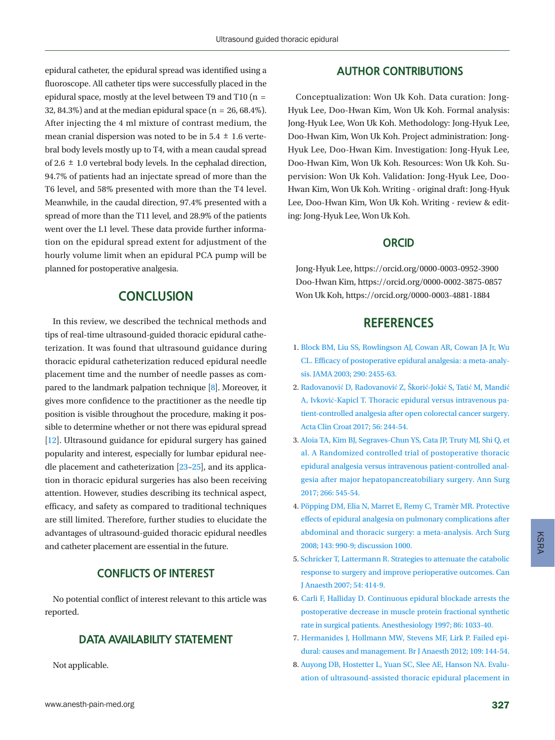epidural catheter, the epidural spread was identified using a fluoroscope. All catheter tips were successfully placed in the epidural space, mostly at the level between T9 and T10 (n = 32, 84.3%) and at the median epidural space (n = 26, 68.4%). After injecting the 4 ml mixture of contrast medium, the mean cranial dispersion was noted to be in 5.4 ± 1.6 vertebral body levels mostly up to T4, with a mean caudal spread of 2.6 ± 1.0 vertebral body levels. In the cephalad direction, 94.7% of patients had an injectate spread of more than the T6 level, and 58% presented with more than the T4 level. Meanwhile, in the caudal direction, 97.4% presented with a spread of more than the T11 level, and 28.9% of the patients went over the L1 level. These data provide further information on the epidural spread extent for adjustment of the hourly volume limit when an epidural PCA pump will be planned for postoperative analgesia.

## CONCLUSION

In this review, we described the technical methods and tips of real-time ultrasound-guided thoracic epidural catheterization. It was found that ultrasound guidance during thoracic epidural catheterization reduced epidural needle placement time and the number of needle passes as compared to the landmark palpation technique [8]. Moreover, it gives more confidence to the practitioner as the needle tip position is visible throughout the procedure, making it possible to determine whether or not there was epidural spread [12]. Ultrasound guidance for epidural surgery has gained popularity and interest, especially for lumbar epidural needle placement and catheterization [23–25], and its application in thoracic epidural surgeries has also been receiving attention. However, studies describing its technical aspect, efficacy, and safety as compared to traditional techniques are still limited. Therefore, further studies to elucidate the advantages of ultrasound-guided thoracic epidural needles and catheter placement are essential in the future.

## CONFLICTS OF INTEREST

No potential conflict of interest relevant to this article was reported.

## DATA AVAILABILITY STATEMENT

Not applicable.

## AUTHOR CONTRIBUTIONS

Conceptualization: Won Uk Koh. Data curation: Jong-Hyuk Lee, Doo-Hwan Kim, Won Uk Koh. Formal analysis: Jong-Hyuk Lee, Won Uk Koh. Methodology: Jong-Hyuk Lee, Doo-Hwan Kim, Won Uk Koh. Project administration: Jong-Hyuk Lee, Doo-Hwan Kim. Investigation: Jong-Hyuk Lee, Doo-Hwan Kim, Won Uk Koh. Resources: Won Uk Koh. Supervision: Won Uk Koh. Validation: Jong-Hyuk Lee, Doo-Hwan Kim, Won Uk Koh. Writing - original draft: Jong-Hyuk Lee, Doo-Hwan Kim, Won Uk Koh. Writing - review & editing: Jong-Hyuk Lee, Won Uk Koh.

## ORCID

Jong-Hyuk Lee, https://orcid.org/0000-0003-0952-3900
Doo-Hwan Kim, https://orcid.org/0000-0002-3875-0857
Won Uk Koh, https://orcid.org/0000-0003-4881-1884

## REFERENCES

1. Block BM, Liu SS, Rowlingson AJ, Cowan AR, Cowan JA Jr, Wu CL. Efficacy of postoperative epidural analgesia: a meta-analysis. JAMA 2003; 290: 2455-63.
2. Radovanović D, Radovanović Z, Škorić-Jokić S, Tatić M, Mandić A, Ivković-Kapicl T. Thoracic epidural versus intravenous patient-controlled analgesia after open colorectal cancer surgery. Acta Clin Croat 2017; 56: 244-54.
3. Aloia TA, Kim BJ, Segraves-Chun YS, Cata JP, Truty MJ, Shi Q, et al. A Randomized controlled trial of postoperative thoracic epidural analgesia versus intravenous patient-controlled analgesia after major hepatopancreatobiliary surgery. Ann Surg 2017; 266: 545-54.
4. Pöpping DM, Elia N, Marret E, Remy C, Tramèr MR. Protective effects of epidural analgesia on pulmonary complications after abdominal and thoracic surgery: a meta-analysis. Arch Surg 2008; 143: 990-9; discussion 1000.
5. Schricker T, Lattermann R. Strategies to attenuate the catabolic response to surgery and improve perioperative outcomes. Can J Anaesth 2007; 54: 414-9.
6. Carli F, Halliday D. Continuous epidural blockade arrests the postoperative decrease in muscle protein fractional synthetic rate in surgical patients. Anesthesiology 1997; 86: 1033-40.
7. Hermanides J, Hollmann MW, Stevens MF, Lirk P. Failed epidural: causes and management. Br J Anaesth 2012; 109: 144-54.
8. Auyong DB, Hostetter L, Yuan SC, Slee AE, Hanson NA. Evaluation of ultrasound-assisted thoracic epidural placement in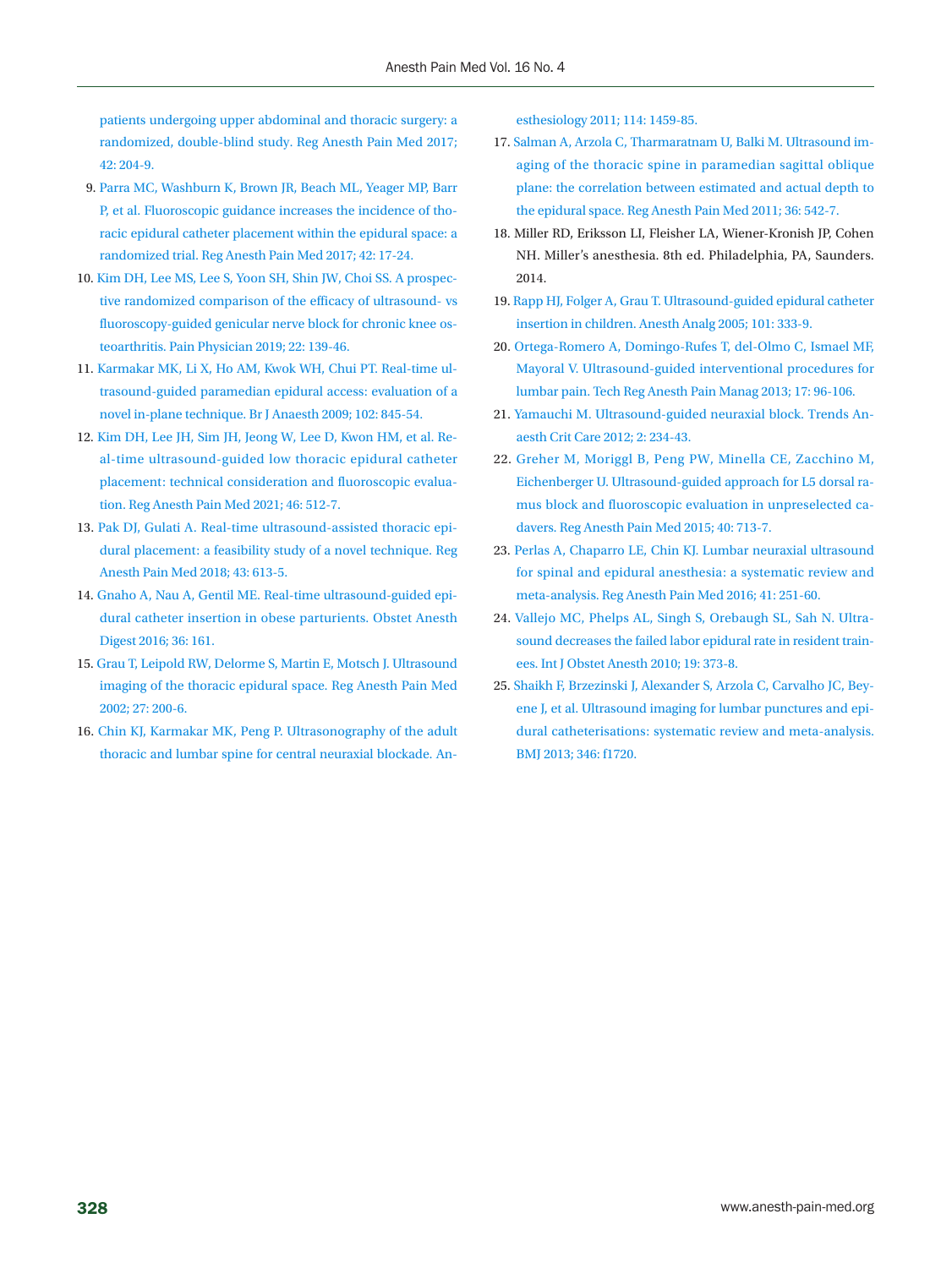patients undergoing upper abdominal and thoracic surgery: a randomized, double-blind study. Reg Anesth Pain Med 2017; 42: 204-9.

9. Parra MC, Washburn K, Brown JR, Beach ML, Yeager MP, Barr P, et al. Fluoroscopic guidance increases the incidence of thoracic epidural catheter placement within the epidural space: a randomized trial. Reg Anesth Pain Med 2017; 42: 17-24.
10. Kim DH, Lee MS, Lee S, Yoon SH, Shin JW, Choi SS. A prospective randomized comparison of the efficacy of ultrasound- vs fluoroscopy-guided genicular nerve block for chronic knee osteoarthritis. Pain Physician 2019; 22: 139-46.
11. Karmakar MK, Li X, Ho AM, Kwok WH, Chui PT. Real-time ultrasound-guided paramedian epidural access: evaluation of a novel in-plane technique. Br J Anaesth 2009; 102: 845-54.
12. Kim DH, Lee JH, Sim JH, Jeong W, Lee D, Kwon HM, et al. Real-time ultrasound-guided low thoracic epidural catheter placement: technical consideration and fluoroscopic evaluation. Reg Anesth Pain Med 2021; 46: 512-7.
13. Pak DJ, Gulati A. Real-time ultrasound-assisted thoracic epidural placement: a feasibility study of a novel technique. Reg Anesth Pain Med 2018; 43: 613-5.
14. Gnaho A, Nau A, Gentil ME. Real-time ultrasound-guided epidural catheter insertion in obese parturients. Obstet Anesth Digest 2016; 36: 161.
15. Grau T, Leipold RW, Delorme S, Martin E, Motsch J. Ultrasound imaging of the thoracic epidural space. Reg Anesth Pain Med 2002; 27: 200-6.
16. Chin KJ, Karmakar MK, Peng P. Ultrasonography of the adult thoracic and lumbar spine for central neuraxial blockade. Anesthesiology 2011; 114: 1459-85.
17. Salman A, Arzola C, Tharmaratnam U, Balki M. Ultrasound imaging of the thoracic spine in paramedian sagittal oblique plane: the correlation between estimated and actual depth to the epidural space. Reg Anesth Pain Med 2011; 36: 542-7.
18. Miller RD, Eriksson LI, Fleisher LA, Wiener-Kronish JP, Cohen NH. Miller's anesthesia. 8th ed. Philadelphia, PA, Saunders. 2014.
19. Rapp HJ, Folger A, Grau T. Ultrasound-guided epidural catheter insertion in children. Anesth Analg 2005; 101: 333-9.
20. Ortega-Romero A, Domingo-Rufes T, del-Olmo C, Ismael MF, Mayoral V. Ultrasound-guided interventional procedures for lumbar pain. Tech Reg Anesth Pain Manag 2013; 17: 96-106.
21. Yamauchi M. Ultrasound-guided neuraxial block. Trends Anaesth Crit Care 2012; 2: 234-43.
22. Greher M, Moriggl B, Peng PW, Minella CE, Zacchino M, Eichenberger U. Ultrasound-guided approach for L5 dorsal ramus block and fluoroscopic evaluation in unpreselected cadavers. Reg Anesth Pain Med 2015; 40: 713-7.
23. Perlas A, Chaparro LE, Chin KJ. Lumbar neuraxial ultrasound for spinal and epidural anesthesia: a systematic review and meta-analysis. Reg Anesth Pain Med 2016; 41: 251-60.
24. Vallejo MC, Phelps AL, Singh S, Orebaugh SL, Sah N. Ultrasound decreases the failed labor epidural rate in resident trainees. Int J Obstet Anesth 2010; 19: 373-8.
25. Shaikh F, Brzezinski J, Alexander S, Arzola C, Carvalho JC, Beyene J, et al. Ultrasound imaging for lumbar punctures and epidural catheterisations: systematic review and meta-analysis. BMJ 2013; 346: f1720.